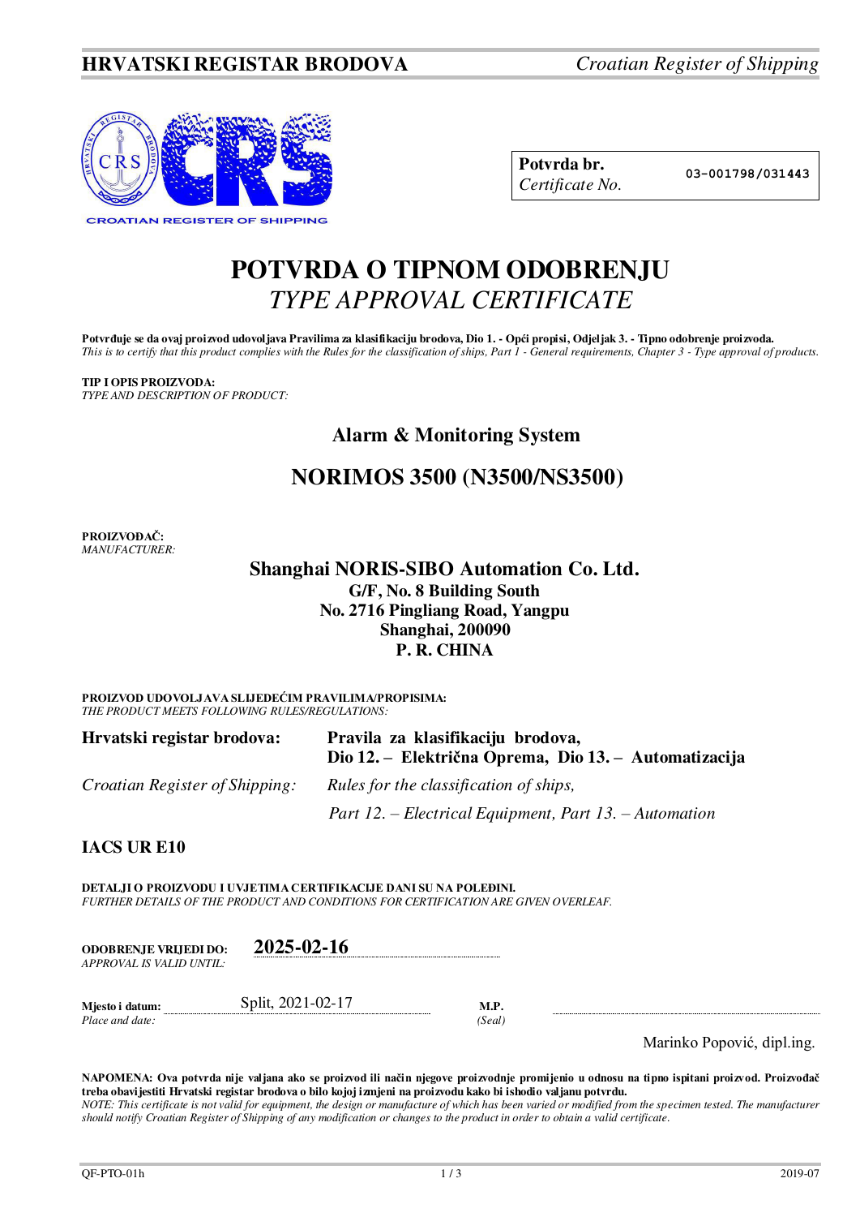**HRVATSKI REGISTAR BRODOVA** *Croatian Register of Shipping*

CROATIAN REGISTER OF SHIPPING

| **Potvrda br.** *Certificate No.* | 03-001798/031443 |
|---|---|

# POTVRDA O TIPNOM ODOBRENJU
## *TYPE APPROVAL CERTIFICATE*

**Potvrđuje se da ovaj proizvod udovoljava Pravilima za klasifikaciju brodova, Dio 1. - Opći propisi, Odjeljak 3. - Tipno odobrenje proizvoda.**
*This is to certify that this product complies with the Rules for the classification of ships, Part 1 - General requirements, Chapter 3 - Type approval of products.*

**TIP I OPIS PROIZVODA:**
*TYPE AND DESCRIPTION OF PRODUCT:*

**Alarm & Monitoring System**

**NORIMOS 3500 (N3500/NS3500)**

**PROIZVOĐAČ:**
*MANUFACTURER:*

**Shanghai NORIS-SIBO Automation Co. Ltd.**
**G/F, No. 8 Building South**
**No. 2716 Pingliang Road, Yangpu**
**Shanghai, 200090**
**P. R. CHINA**

**PROIZVOD UDOVOLJAVA SLIJEDEĆIM PRAVILIMA/PROPISIMA:**
*THE PRODUCT MEETS FOLLOWING RULES/REGULATIONS:*

| | |
|---|---|
| **Hrvatski registar brodova:** | **Pravila za klasifikaciju brodova, Dio 12. – Električna Oprema, Dio 13. – Automatizacija** |
| *Croatian Register of Shipping:* | *Rules for the classification of ships, Part 12. – Electrical Equipment, Part 13. – Automation* |

**IACS UR E10**

**DETALJI O PROIZVODU I UVJETIMA CERTIFIKACIJE DANI SU NA POLEĐINI.**
*FURTHER DETAILS OF THE PRODUCT AND CONDITIONS FOR CERTIFICATION ARE GIVEN OVERLEAF.*

**ODOBRENJE VRIJEDI DO:** *APPROVAL IS VALID UNTIL:* **2025-02-16**

**Mjesto i datum:** *Place and date:* Split, 2021-02-17

**M.P.** *(Seal)*

Marinko Popović, dipl.ing.

**NAPOMENA: Ova potvrda nije valjana ako se proizvod ili način njegove proizvodnje promijenio u odnosu na tipno ispitani proizvod. Proizvođač treba obavijestiti Hrvatski registar brodova o bilo kojoj izmjeni na proizvodu kako bi ishodio valjanu potvrdu.**
*NOTE: This certificate is not valid for equipment, the design or manufacture of which has been varied or modified from the specimen tested. The manufacturer should notify Croatian Register of Shipping of any modification or changes to the product in order to obtain a valid certificate.*

QF-PTO-01h 2019-07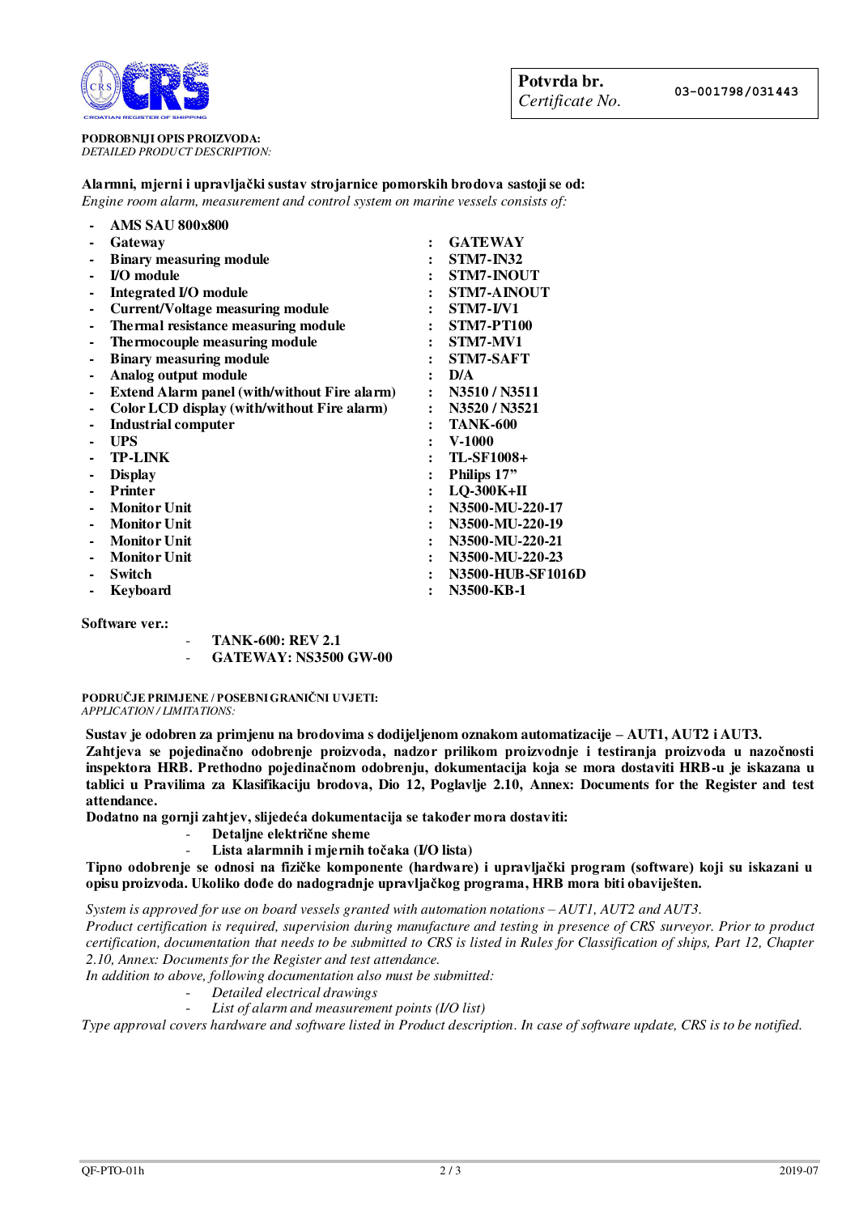**Potvrda br.** *Certificate No.* 03-001798/031443

**PODROBNIJI OPIS PROIZVODA:**
*DETAILED PRODUCT DESCRIPTION:*

**Alarmni, mjerni i upravljački sustav strojarnice pomorskih brodova sastoji se od:**
*Engine room alarm, measurement and control system on marine vessels consists of:*

- **AMS SAU 800x800**

| | | |
|---|---|---|
| - **Gateway** | : | **GATEWAY** |
| - **Binary measuring module** | : | **STM7-IN32** |
| - **I/O module** | : | **STM7-INOUT** |
| - **Integrated I/O module** | : | **STM7-AINOUT** |
| - **Current/Voltage measuring module** | : | **STM7-I/V1** |
| - **Thermal resistance measuring module** | : | **STM7-PT100** |
| - **Thermocouple measuring module** | : | **STM7-MV1** |
| - **Binary measuring module** | : | **STM7-SAFT** |
| - **Analog output module** | : | **D/A** |
| - **Extend Alarm panel (with/without Fire alarm)** | : | **N3510 / N3511** |
| - **Color LCD display (with/without Fire alarm)** | : | **N3520 / N3521** |
| - **Industrial computer** | : | **TANK-600** |
| - **UPS** | : | **V-1000** |
| - **TP-LINK** | : | **TL-SF1008+** |
| - **Display** | : | **Philips 17”** |
| - **Printer** | : | **LQ-300K+II** |
| - **Monitor Unit** | : | **N3500-MU-220-17** |
| - **Monitor Unit** | : | **N3500-MU-220-19** |
| - **Monitor Unit** | : | **N3500-MU-220-21** |
| - **Monitor Unit** | : | **N3500-MU-220-23** |
| - **Switch** | : | **N3500-HUB-SF1016D** |
| - **Keyboard** | : | **N3500-KB-1** |

**Software ver.:**

- **TANK-600: REV 2.1**
- **GATEWAY: NS3500 GW-00**

**PODRUČJE PRIMJENE / POSEBNI GRANIČNI UVJETI:**
*APPLICATION / LIMITATIONS:*

**Sustav je odobren za primjenu na brodovima s dodijeljenom oznakom automatizacije – AUT1, AUT2 i AUT3.**
**Zahtjeva se pojedinačno odobrenje proizvoda, nadzor prilikom proizvodnje i testiranja proizvoda u nazočnosti inspektora HRB. Prethodno pojedinačnom odobrenju, dokumentacija koja se mora dostaviti HRB-u je iskazana u tablici u Pravilima za Klasifikaciju brodova, Dio 12, Poglavlje 2.10, Annex: Documents for the Register and test attendance.**
**Dodatno na gornji zahtjev, slijedeća dokumentacija se također mora dostaviti:**

- **Detaljne električne sheme**
- **Lista alarmnih i mjernih točaka (I/O lista)**

**Tipno odobrenje se odnosi na fizičke komponente (hardware) i upravljački program (software) koji su iskazani u opisu proizvoda. Ukoliko dođe do nadogradnje upravljačkog programa, HRB mora biti obaviješten.**

*System is approved for use on board vessels granted with automation notations – AUT1, AUT2 and AUT3.*
*Product certification is required, supervision during manufacture and testing in presence of CRS surveyor. Prior to product certification, documentation that needs to be submitted to CRS is listed in Rules for Classification of ships, Part 12, Chapter 2.10, Annex: Documents for the Register and test attendance.*
*In addition to above, following documentation also must be submitted:*

- *Detailed electrical drawings*
- *List of alarm and measurement points (I/O list)*

*Type approval covers hardware and software listed in Product description. In case of software update, CRS is to be notified.*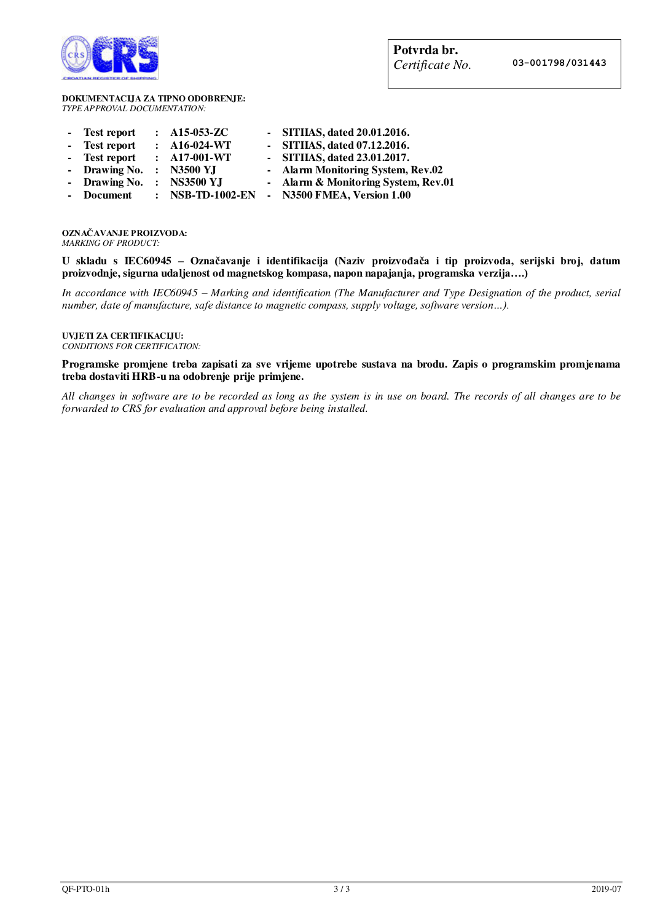**Potvrda br.**
*Certificate No.* 03-001798/031443

**DOKUMENTACIJA ZA TIPNO ODOBRENJE:**
*TYPE APPROVAL DOCUMENTATION:*

- **Test report : A15-053-ZC - SITIIAS, dated 20.01.2016.**
- **Test report : A16-024-WT - SITIIAS, dated 07.12.2016.**
- **Test report : A17-001-WT - SITIIAS, dated 23.01.2017.**
- **Drawing No. : N3500 YJ - Alarm Monitoring System, Rev.02**
- **Drawing No. : NS3500 YJ - Alarm & Monitoring System, Rev.01**
- **Document : NSB-TD-1002-EN - N3500 FMEA, Version 1.00**

**OZNAČAVANJE PROIZVODA:**
*MARKING OF PRODUCT:*

**U skladu s IEC60945 – Označavanje i identifikacija (Naziv proizvođača i tip proizvoda, serijski broj, datum proizvodnje, sigurna udaljenost od magnetskog kompasa, napon napajanja, programska verzija….)**

*In accordance with IEC60945 – Marking and identification (The Manufacturer and Type Designation of the product, serial number, date of manufacture, safe distance to magnetic compass, supply voltage, software version…).*

**UVJETI ZA CERTIFIKACIJU:**
*CONDITIONS FOR CERTIFICATION:*

**Programske promjene treba zapisati za sve vrijeme upotrebe sustava na brodu. Zapis o programskim promjenama treba dostaviti HRB-u na odobrenje prije primjene.**

*All changes in software are to be recorded as long as the system is in use on board. The records of all changes are to be forwarded to CRS for evaluation and approval before being installed.*

QF-PTO-01h 2019-07